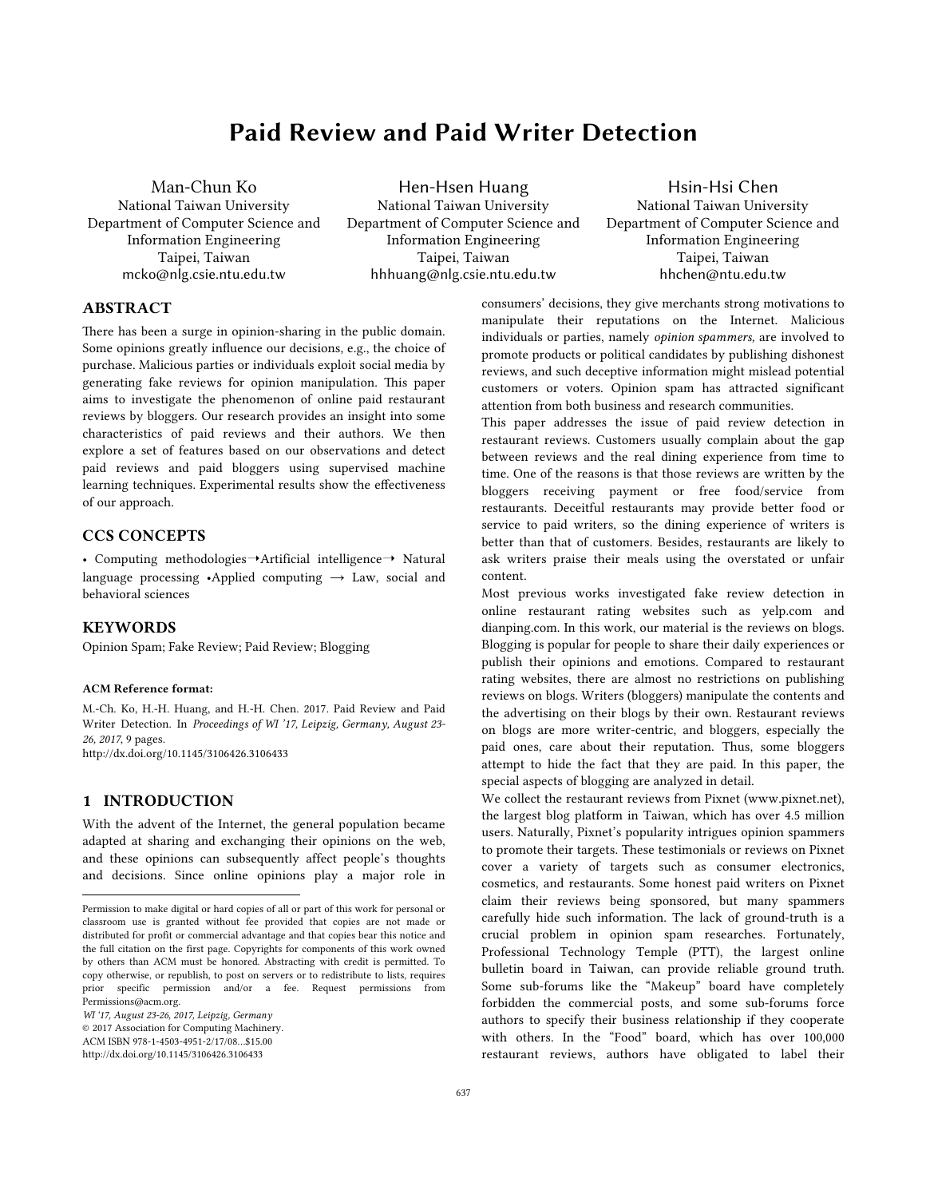# Paid Review and Paid Writer Detection

Man-Chun Ko
National Taiwan University
Department of Computer Science and Information Engineering
Taipei, Taiwan
mcko@nlg.csie.ntu.edu.tw

Hen-Hsen Huang
National Taiwan University
Department of Computer Science and Information Engineering
Taipei, Taiwan
hhhuang@nlg.csie.ntu.edu.tw

Hsin-Hsi Chen
National Taiwan University
Department of Computer Science and Information Engineering
Taipei, Taiwan
hhchen@ntu.edu.tw

## ABSTRACT

There has been a surge in opinion-sharing in the public domain. Some opinions greatly influence our decisions, e.g., the choice of purchase. Malicious parties or individuals exploit social media by generating fake reviews for opinion manipulation. This paper aims to investigate the phenomenon of online paid restaurant reviews by bloggers. Our research provides an insight into some characteristics of paid reviews and their authors. We then explore a set of features based on our observations and detect paid reviews and paid bloggers using supervised machine learning techniques. Experimental results show the effectiveness of our approach.

## CCS CONCEPTS

• Computing methodologies→Artificial intelligence→ Natural language processing •Applied computing → Law, social and behavioral sciences

## KEYWORDS

Opinion Spam; Fake Review; Paid Review; Blogging

**ACM Reference format:**

M.-Ch. Ko, H.-H. Huang, and H.-H. Chen. 2017. Paid Review and Paid Writer Detection. In *Proceedings of WI '17, Leipzig, Germany, August 23-26, 2017*, 9 pages.
http://dx.doi.org/10.1145/3106426.3106433

## 1 INTRODUCTION

With the advent of the Internet, the general population became adapted at sharing and exchanging their opinions on the web, and these opinions can subsequently affect people's thoughts and decisions. Since online opinions play a major role in consumers' decisions, they give merchants strong motivations to manipulate their reputations on the Internet. Malicious individuals or parties, namely *opinion spammers,* are involved to promote products or political candidates by publishing dishonest reviews, and such deceptive information might mislead potential customers or voters. Opinion spam has attracted significant attention from both business and research communities.

This paper addresses the issue of paid review detection in restaurant reviews. Customers usually complain about the gap between reviews and the real dining experience from time to time. One of the reasons is that those reviews are written by the bloggers receiving payment or free food/service from restaurants. Deceitful restaurants may provide better food or service to paid writers, so the dining experience of writers is better than that of customers. Besides, restaurants are likely to ask writers praise their meals using the overstated or unfair content.

Most previous works investigated fake review detection in online restaurant rating websites such as yelp.com and dianping.com. In this work, our material is the reviews on blogs. Blogging is popular for people to share their daily experiences or publish their opinions and emotions. Compared to restaurant rating websites, there are almost no restrictions on publishing reviews on blogs. Writers (bloggers) manipulate the contents and the advertising on their blogs by their own. Restaurant reviews on blogs are more writer-centric, and bloggers, especially the paid ones, care about their reputation. Thus, some bloggers attempt to hide the fact that they are paid. In this paper, the special aspects of blogging are analyzed in detail.

We collect the restaurant reviews from Pixnet (www.pixnet.net), the largest blog platform in Taiwan, which has over 4.5 million users. Naturally, Pixnet's popularity intrigues opinion spammers to promote their targets. These testimonials or reviews on Pixnet cover a variety of targets such as consumer electronics, cosmetics, and restaurants. Some honest paid writers on Pixnet claim their reviews being sponsored, but many spammers carefully hide such information. The lack of ground-truth is a crucial problem in opinion spam researches. Fortunately, Professional Technology Temple (PTT), the largest online bulletin board in Taiwan, can provide reliable ground truth. Some sub-forums like the "Makeup" board have completely forbidden the commercial posts, and some sub-forums force authors to specify their business relationship if they cooperate with others. In the "Food" board, which has over 100,000 restaurant reviews, authors have obligated to label their

---

Permission to make digital or hard copies of all or part of this work for personal or classroom use is granted without fee provided that copies are not made or distributed for profit or commercial advantage and that copies bear this notice and the full citation on the first page. Copyrights for components of this work owned by others than ACM must be honored. Abstracting with credit is permitted. To copy otherwise, or republish, to post on servers or to redistribute to lists, requires prior specific permission and/or a fee. Request permissions from Permissions@acm.org.
*WI '17, August 23-26, 2017, Leipzig, Germany*
© 2017 Association for Computing Machinery.
ACM ISBN 978-1-4503-4951-2/17/08...$15.00
http://dx.doi.org/10.1145/3106426.3106433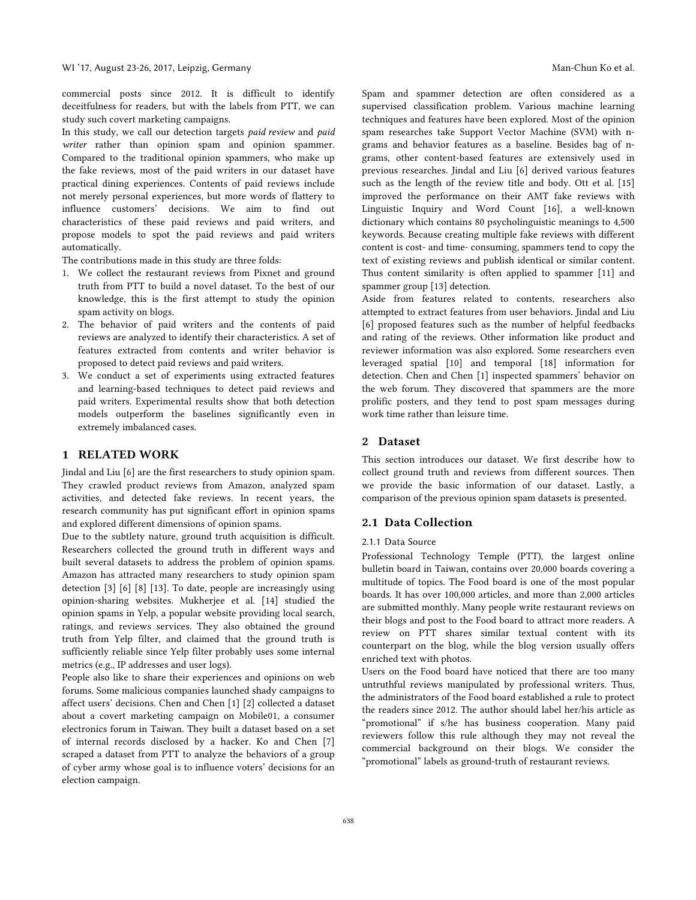commercial posts since 2012. It is difficult to identify deceitfulness for readers, but with the labels from PTT, we can study such covert marketing campaigns.

In this study, we call our detection targets *paid review* and *paid writer* rather than opinion spam and opinion spammer. Compared to the traditional opinion spammers, who make up the fake reviews, most of the paid writers in our dataset have practical dining experiences. Contents of paid reviews include not merely personal experiences, but more words of flattery to influence customers' decisions. We aim to find out characteristics of these paid reviews and paid writers, and propose models to spot the paid reviews and paid writers automatically.

The contributions made in this study are three folds:

1. We collect the restaurant reviews from Pixnet and ground truth from PTT to build a novel dataset. To the best of our knowledge, this is the first attempt to study the opinion spam activity on blogs.
2. The behavior of paid writers and the contents of paid reviews are analyzed to identify their characteristics. A set of features extracted from contents and writer behavior is proposed to detect paid reviews and paid writers.
3. We conduct a set of experiments using extracted features and learning-based techniques to detect paid reviews and paid writers. Experimental results show that both detection models outperform the baselines significantly even in extremely imbalanced cases.

# 1 RELATED WORK

Jindal and Liu [6] are the first researchers to study opinion spam. They crawled product reviews from Amazon, analyzed spam activities, and detected fake reviews. In recent years, the research community has put significant effort in opinion spams and explored different dimensions of opinion spams.

Due to the subtlety nature, ground truth acquisition is difficult. Researchers collected the ground truth in different ways and built several datasets to address the problem of opinion spams. Amazon has attracted many researchers to study opinion spam detection [3] [6] [8] [13]. To date, people are increasingly using opinion-sharing websites. Mukherjee et al. [14] studied the opinion spams in Yelp, a popular website providing local search, ratings, and reviews services. They also obtained the ground truth from Yelp filter, and claimed that the ground truth is sufficiently reliable since Yelp filter probably uses some internal metrics (e.g., IP addresses and user logs).

People also like to share their experiences and opinions on web forums. Some malicious companies launched shady campaigns to affect users' decisions. Chen and Chen [1] [2] collected a dataset about a covert marketing campaign on Mobile01, a consumer electronics forum in Taiwan. They built a dataset based on a set of internal records disclosed by a hacker. Ko and Chen [7] scraped a dataset from PTT to analyze the behaviors of a group of cyber army whose goal is to influence voters' decisions for an election campaign.

Spam and spammer detection are often considered as a supervised classification problem. Various machine learning techniques and features have been explored. Most of the opinion spam researches take Support Vector Machine (SVM) with n-grams and behavior features as a baseline. Besides bag of n-grams, other content-based features are extensively used in previous researches. Jindal and Liu [6] derived various features such as the length of the review title and body. Ott et al. [15] improved the performance on their AMT fake reviews with Linguistic Inquiry and Word Count [16], a well-known dictionary which contains 80 psycholinguistic meanings to 4,500 keywords. Because creating multiple fake reviews with different content is cost- and time- consuming, spammers tend to copy the text of existing reviews and publish identical or similar content. Thus content similarity is often applied to spammer [11] and spammer group [13] detection.

Aside from features related to contents, researchers also attempted to extract features from user behaviors. Jindal and Liu [6] proposed features such as the number of helpful feedbacks and rating of the reviews. Other information like product and reviewer information was also explored. Some researchers even leveraged spatial [10] and temporal [18] information for detection. Chen and Chen [1] inspected spammers' behavior on the web forum. They discovered that spammers are the more prolific posters, and they tend to post spam messages during work time rather than leisure time.

# 2 Dataset

This section introduces our dataset. We first describe how to collect ground truth and reviews from different sources. Then we provide the basic information of our dataset. Lastly, a comparison of the previous opinion spam datasets is presented.

## 2.1 Data Collection

### 2.1.1 Data Source

Professional Technology Temple (PTT), the largest online bulletin board in Taiwan, contains over 20,000 boards covering a multitude of topics. The Food board is one of the most popular boards. It has over 100,000 articles, and more than 2,000 articles are submitted monthly. Many people write restaurant reviews on their blogs and post to the Food board to attract more readers. A review on PTT shares similar textual content with its counterpart on the blog, while the blog version usually offers enriched text with photos.

Users on the Food board have noticed that there are too many untruthful reviews manipulated by professional writers. Thus, the administrators of the Food board established a rule to protect the readers since 2012. The author should label her/his article as "promotional" if s/he has business cooperation. Many paid reviewers follow this rule although they may not reveal the commercial background on their blogs. We consider the "promotional" labels as ground-truth of restaurant reviews.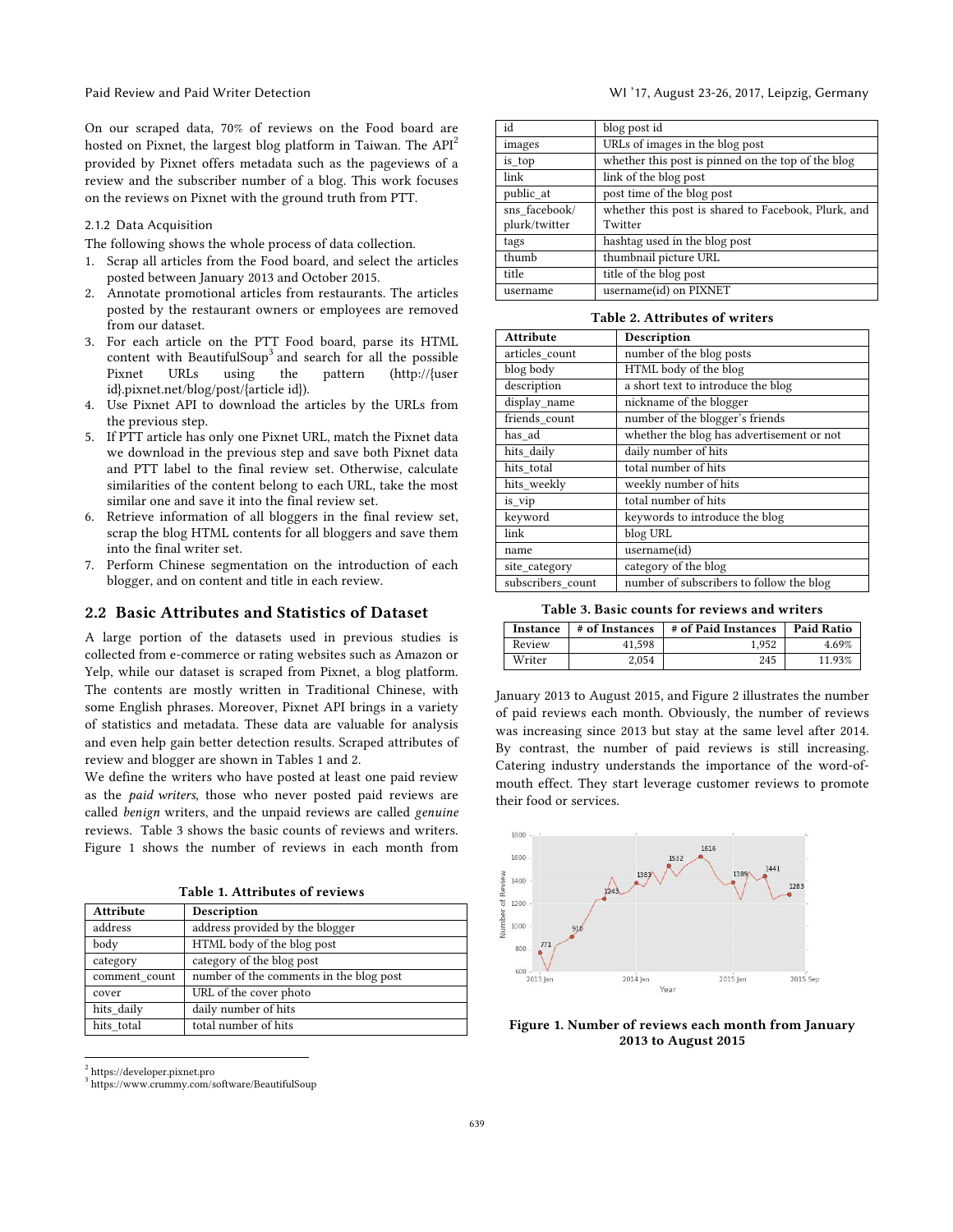On our scraped data, 70% of reviews on the Food board are hosted on Pixnet, the largest blog platform in Taiwan. The API[2] provided by Pixnet offers metadata such as the pageviews of a review and the subscriber number of a blog. This work focuses on the reviews on Pixnet with the ground truth from PTT.

#### 2.1.2 Data Acquisition

The following shows the whole process of data collection.

1. Scrap all articles from the Food board, and select the articles posted between January 2013 and October 2015.
2. Annotate promotional articles from restaurants. The articles posted by the restaurant owners or employees are removed from our dataset.
3. For each article on the PTT Food board, parse its HTML content with BeautifulSoup[3] and search for all the possible Pixnet URLs using the pattern (http://{user id}.pixnet.net/blog/post/{article id}).
4. Use Pixnet API to download the articles by the URLs from the previous step.
5. If PTT article has only one Pixnet URL, match the Pixnet data we download in the previous step and save both Pixnet data and PTT label to the final review set. Otherwise, calculate similarities of the content belong to each URL, take the most similar one and save it into the final review set.
6. Retrieve information of all bloggers in the final review set, scrap the blog HTML contents for all bloggers and save them into the final writer set.
7. Perform Chinese segmentation on the introduction of each blogger, and on content and title in each review.

## 2.2 Basic Attributes and Statistics of Dataset

A large portion of the datasets used in previous studies is collected from e-commerce or rating websites such as Amazon or Yelp, while our dataset is scraped from Pixnet, a blog platform. The contents are mostly written in Traditional Chinese, with some English phrases. Moreover, Pixnet API brings in a variety of statistics and metadata. These data are valuable for analysis and even help gain better detection results. Scraped attributes of review and blogger are shown in Tables 1 and 2.

We define the writers who have posted at least one paid review as the *paid writers*, those who never posted paid reviews are called *benign* writers, and the unpaid reviews are called *genuine* reviews. Table 3 shows the basic counts of reviews and writers. Figure 1 shows the number of reviews in each month from January 2013 to August 2015, and Figure 2 illustrates the number of paid reviews each month. Obviously, the number of reviews was increasing since 2013 but stay at the same level after 2014. By contrast, the number of paid reviews is still increasing. Catering industry understands the importance of the word-of-mouth effect. They start leverage customer reviews to promote their food or services.

**Table 1. Attributes of reviews**

| Attribute | Description |
|---|---|
| address | address provided by the blogger |
| body | HTML body of the blog post |
| category | category of the blog post |
| comment_count | number of the comments in the blog post |
| cover | URL of the cover photo |
| hits_daily | daily number of hits |
| hits_total | total number of hits |
| id | blog post id |
| images | URLs of images in the blog post |
| is_top | whether this post is pinned on the top of the blog |
| link | link of the blog post |
| public_at | post time of the blog post |
| sns_facebook/ plurk/twitter | whether this post is shared to Facebook, Plurk, and Twitter |
| tags | hashtag used in the blog post |
| thumb | thumbnail picture URL |
| title | title of the blog post |
| username | username(id) on PIXNET |

**Table 2. Attributes of writers**

| Attribute | Description |
|---|---|
| articles_count | number of the blog posts |
| blog body | HTML body of the blog |
| description | a short text to introduce the blog |
| display_name | nickname of the blogger |
| friends_count | number of the blogger's friends |
| has_ad | whether the blog has advertisement or not |
| hits_daily | daily number of hits |
| hits_total | total number of hits |
| hits_weekly | weekly number of hits |
| is_vip | total number of hits |
| keyword | keywords to introduce the blog |
| link | blog URL |
| name | username(id) |
| site_category | category of the blog |
| subscribers_count | number of subscribers to follow the blog |

**Table 3. Basic counts for reviews and writers**

| Instance | # of Instances | # of Paid Instances | Paid Ratio |
|---|---|---|---|
| Review | 41,598 | 1,952 | 4.69% |
| Writer | 2,054 | 245 | 11.93% |

**Figure 1. Number of reviews each month from January 2013 to August 2015**

[2] https://developer.pixnet.pro
[3] https://www.crummy.com/software/BeautifulSoup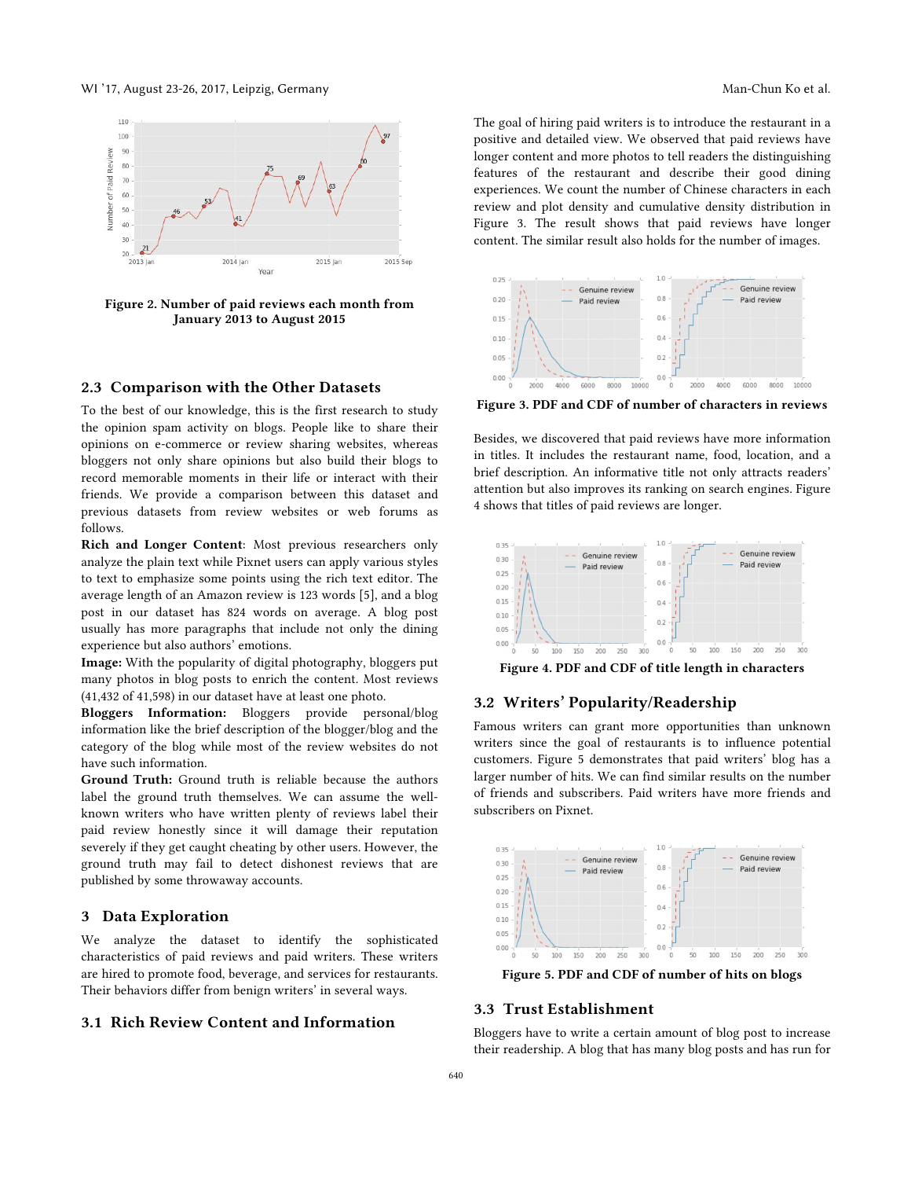Figure 2. Number of paid reviews each month from January 2013 to August 2015

### 2.3 Comparison with the Other Datasets

To the best of our knowledge, this is the first research to study the opinion spam activity on blogs. People like to share their opinions on e-commerce or review sharing websites, whereas bloggers not only share opinions but also build their blogs to record memorable moments in their life or interact with their friends. We provide a comparison between this dataset and previous datasets from review websites or web forums as follows.

**Rich and Longer Content**: Most previous researchers only analyze the plain text while Pixnet users can apply various styles to text to emphasize some points using the rich text editor. The average length of an Amazon review is 123 words [5], and a blog post in our dataset has 824 words on average. A blog post usually has more paragraphs that include not only the dining experience but also authors' emotions.

**Image:** With the popularity of digital photography, bloggers put many photos in blog posts to enrich the content. Most reviews (41,432 of 41,598) in our dataset have at least one photo.

**Bloggers Information:** Bloggers provide personal/blog information like the brief description of the blogger/blog and the category of the blog while most of the review websites do not have such information.

**Ground Truth:** Ground truth is reliable because the authors label the ground truth themselves. We can assume the well-known writers who have written plenty of reviews label their paid review honestly since it will damage their reputation severely if they get caught cheating by other users. However, the ground truth may fail to detect dishonest reviews that are published by some throwaway accounts.

## 3 Data Exploration

We analyze the dataset to identify the sophisticated characteristics of paid reviews and paid writers. These writers are hired to promote food, beverage, and services for restaurants. Their behaviors differ from benign writers' in several ways.

### 3.1 Rich Review Content and Information

The goal of hiring paid writers is to introduce the restaurant in a positive and detailed view. We observed that paid reviews have longer content and more photos to tell readers the distinguishing features of the restaurant and describe their good dining experiences. We count the number of Chinese characters in each review and plot density and cumulative density distribution in Figure 3. The result shows that paid reviews have longer content. The similar result also holds for the number of images.

Figure 3. PDF and CDF of number of characters in reviews

Besides, we discovered that paid reviews have more information in titles. It includes the restaurant name, food, location, and a brief description. An informative title not only attracts readers' attention but also improves its ranking on search engines. Figure 4 shows that titles of paid reviews are longer.

Figure 4. PDF and CDF of title length in characters

### 3.2 Writers' Popularity/Readership

Famous writers can grant more opportunities than unknown writers since the goal of restaurants is to influence potential customers. Figure 5 demonstrates that paid writers' blog has a larger number of hits. We can find similar results on the number of friends and subscribers. Paid writers have more friends and subscribers on Pixnet.

Figure 5. PDF and CDF of number of hits on blogs

### 3.3 Trust Establishment

Bloggers have to write a certain amount of blog post to increase their readership. A blog that has many blog posts and has run for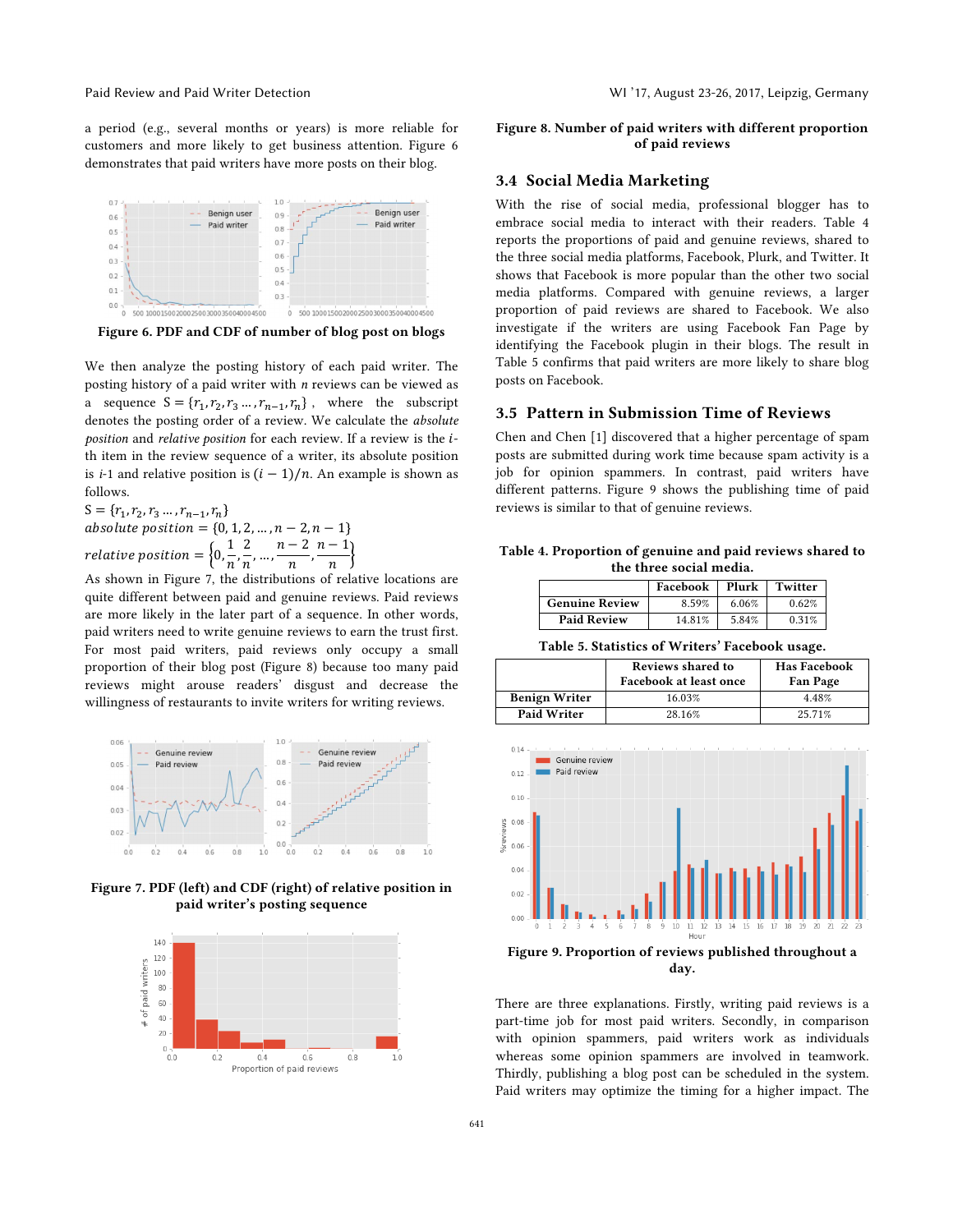a period (e.g., several months or years) is more reliable for customers and more likely to get business attention. Figure 6 demonstrates that paid writers have more posts on their blog.

Figure 6. PDF and CDF of number of blog post on blogs

We then analyze the posting history of each paid writer. The posting history of a paid writer with $n$ reviews can be viewed as a sequence $S = \{r_1, r_2, r_3 \ldots, r_{n-1}, r_n\}$, where the subscript denotes the posting order of a review. We calculate the *absolute position* and *relative position* for each review. If a review is the $i$-th item in the review sequence of a writer, its absolute position is $i$-1 and relative position is $(i-1)/n$. An example is shown as follows.

$$S = \{r_1, r_2, r_3 \ldots, r_{n-1}, r_n\}$$

$$absolute\ position = \{0, 1, 2, \ldots, n-2, n-1\}$$

$$relative\ position = \left\{0, \frac{1}{n}, \frac{2}{n}, \ldots, \frac{n-2}{n}, \frac{n-1}{n}\right\}$$

As shown in Figure 7, the distributions of relative locations are quite different between paid and genuine reviews. Paid reviews are more likely in the later part of a sequence. In other words, paid writers need to write genuine reviews to earn the trust first. For most paid writers, paid reviews only occupy a small proportion of their blog post (Figure 8) because too many paid reviews might arouse readers' disgust and decrease the willingness of restaurants to invite writers for writing reviews.

Figure 7. PDF (left) and CDF (right) of relative position in paid writer's posting sequence

Figure 8. Number of paid writers with different proportion of paid reviews

## 3.4 Social Media Marketing

With the rise of social media, professional blogger has to embrace social media to interact with their readers. Table 4 reports the proportions of paid and genuine reviews, shared to the three social media platforms, Facebook, Plurk, and Twitter. It shows that Facebook is more popular than the other two social media platforms. Compared with genuine reviews, a larger proportion of paid reviews are shared to Facebook. We also investigate if the writers are using Facebook Fan Page by identifying the Facebook plugin in their blogs. The result in Table 5 confirms that paid writers are more likely to share blog posts on Facebook.

## 3.5 Pattern in Submission Time of Reviews

Chen and Chen [1] discovered that a higher percentage of spam posts are submitted during work time because spam activity is a job for opinion spammers. In contrast, paid writers have different patterns. Figure 9 shows the publishing time of paid reviews is similar to that of genuine reviews.

Table 4. Proportion of genuine and paid reviews shared to the three social media.

| | Facebook | Plurk | Twitter |
|---|---|---|---|
| Genuine Review | 8.59% | 6.06% | 0.62% |
| Paid Review | 14.81% | 5.84% | 0.31% |

Table 5. Statistics of Writers' Facebook usage.

| | Reviews shared to Facebook at least once | Has Facebook Fan Page |
|---|---|---|
| Benign Writer | 16.03% | 4.48% |
| Paid Writer | 28.16% | 25.71% |

Figure 9. Proportion of reviews published throughout a day.

There are three explanations. Firstly, writing paid reviews is a part-time job for most paid writers. Secondly, in comparison with opinion spammers, paid writers work as individuals whereas some opinion spammers are involved in teamwork. Thirdly, publishing a blog post can be scheduled in the system. Paid writers may optimize the timing for a higher impact. The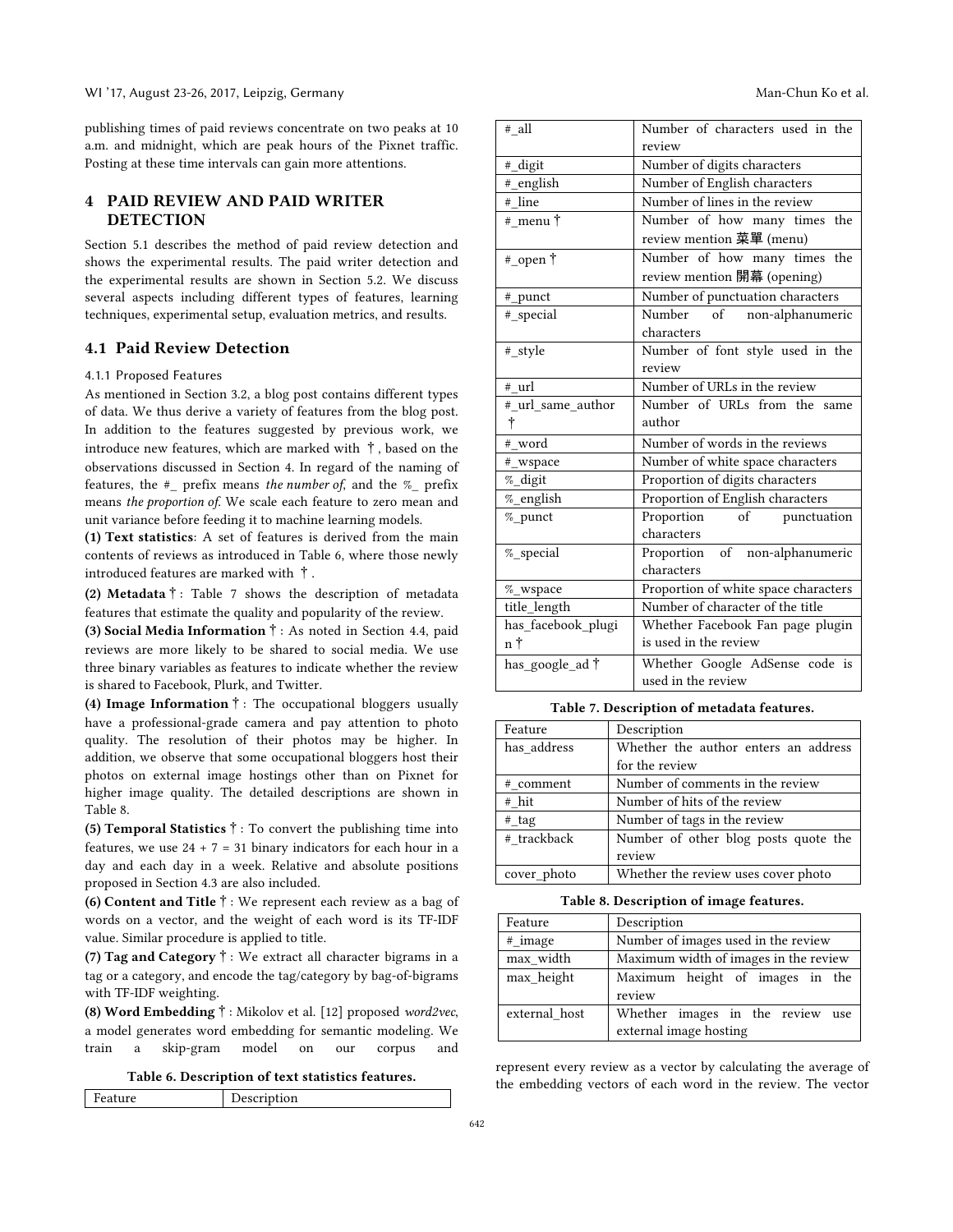publishing times of paid reviews concentrate on two peaks at 10 a.m. and midnight, which are peak hours of the Pixnet traffic. Posting at these time intervals can gain more attentions.

# 4 PAID REVIEW AND PAID WRITER DETECTION

Section 5.1 describes the method of paid review detection and shows the experimental results. The paid writer detection and the experimental results are shown in Section 5.2. We discuss several aspects including different types of features, learning techniques, experimental setup, evaluation metrics, and results.

## 4.1 Paid Review Detection

### 4.1.1 Proposed Features

As mentioned in Section 3.2, a blog post contains different types of data. We thus derive a variety of features from the blog post. In addition to the features suggested by previous work, we introduce new features, which are marked with †, based on the observations discussed in Section 4. In regard of the naming of features, the #_ prefix means *the number of,* and the %_ prefix means *the proportion of.* We scale each feature to zero mean and unit variance before feeding it to machine learning models.

**(1) Text statistics**: A set of features is derived from the main contents of reviews as introduced in Table 6, where those newly introduced features are marked with †.

**(2) Metadata †**: Table 7 shows the description of metadata features that estimate the quality and popularity of the review.

**(3) Social Media Information †**: As noted in Section 4.4, paid reviews are more likely to be shared to social media. We use three binary variables as features to indicate whether the review is shared to Facebook, Plurk, and Twitter.

**(4) Image Information †**: The occupational bloggers usually have a professional-grade camera and pay attention to photo quality. The resolution of their photos may be higher. In addition, we observe that some occupational bloggers host their photos on external image hostings other than on Pixnet for higher image quality. The detailed descriptions are shown in Table 8.

**(5) Temporal Statistics †**: To convert the publishing time into features, we use 24 + 7 = 31 binary indicators for each hour in a day and each day in a week. Relative and absolute positions proposed in Section 4.3 are also included.

**(6) Content and Title †**: We represent each review as a bag of words on a vector, and the weight of each word is its TF-IDF value. Similar procedure is applied to title.

**(7) Tag and Category †**: We extract all character bigrams in a tag or a category, and encode the tag/category by bag-of-bigrams with TF-IDF weighting.

**(8) Word Embedding †**: Mikolov et al. [12] proposed *word2vec*, a model generates word embedding for semantic modeling. We train a skip-gram model on our corpus and represent every review as a vector by calculating the average of the embedding vectors of each word in the review. The vector

**Table 6. Description of text statistics features.**

| Feature | Description |
|---|---|
| #_all | Number of characters used in the review |
| #_digit | Number of digits characters |
| #_english | Number of English characters |
| #_line | Number of lines in the review |
| #_menu † | Number of how many times the review mention 菜單 (menu) |
| #_open † | Number of how many times the review mention 開幕 (opening) |
| #_punct | Number of punctuation characters |
| #_special | Number of non-alphanumeric characters |
| #_style | Number of font style used in the review |
| #_url | Number of URLs in the review |
| #_url_same_author † | Number of URLs from the same author |
| #_word | Number of words in the reviews |
| #_wspace | Number of white space characters |
| %_digit | Proportion of digits characters |
| %_english | Proportion of English characters |
| %_punct | Proportion of punctuation characters |
| %_special | Proportion of non-alphanumeric characters |
| %_wspace | Proportion of white space characters |
| title_length | Number of character of the title |
| has_facebook_plugin † | Whether Facebook Fan page plugin is used in the review |
| has_google_ad † | Whether Google AdSense code is used in the review |

**Table 7. Description of metadata features.**

| Feature | Description |
|---|---|
| has_address | Whether the author enters an address for the review |
| #_comment | Number of comments in the review |
| #_hit | Number of hits of the review |
| #_tag | Number of tags in the review |
| #_trackback | Number of other blog posts quote the review |
| cover_photo | Whether the review uses cover photo |

**Table 8. Description of image features.**

| Feature | Description |
|---|---|
| #_image | Number of images used in the review |
| max_width | Maximum width of images in the review |
| max_height | Maximum height of images in the review |
| external_host | Whether images in the review use external image hosting |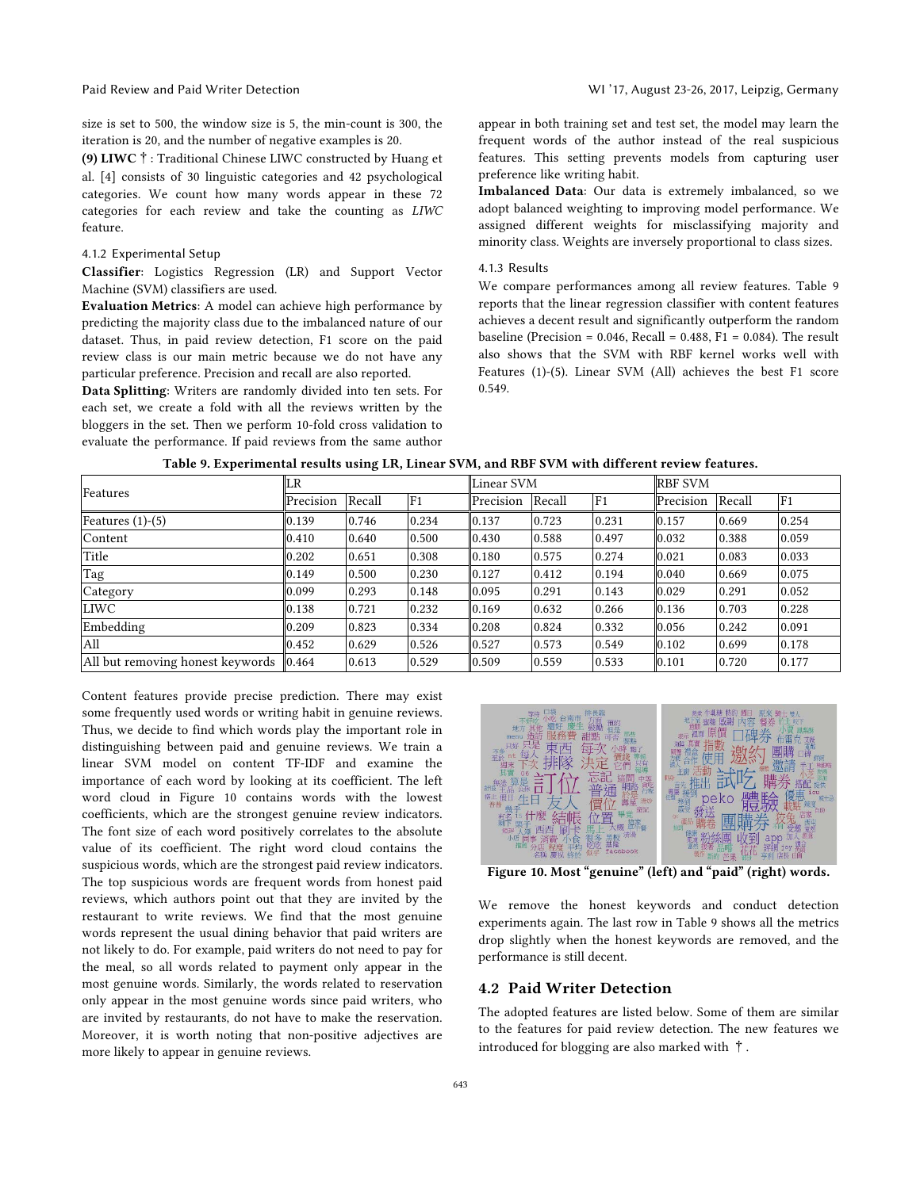size is set to 500, the window size is 5, the min-count is 300, the iteration is 20, and the number of negative examples is 20.

**(9) LIWC** † : Traditional Chinese LIWC constructed by Huang et al. [4] consists of 30 linguistic categories and 42 psychological categories. We count how many words appear in these 72 categories for each review and take the counting as *LIWC* feature.

#### 4.1.2 Experimental Setup

**Classifier**: Logistics Regression (LR) and Support Vector Machine (SVM) classifiers are used.

**Evaluation Metrics**: A model can achieve high performance by predicting the majority class due to the imbalanced nature of our dataset. Thus, in paid review detection, F1 score on the paid review class is our main metric because we do not have any particular preference. Precision and recall are also reported.

**Data Splitting**: Writers are randomly divided into ten sets. For each set, we create a fold with all the reviews written by the bloggers in the set. Then we perform 10-fold cross validation to evaluate the performance. If paid reviews from the same author appear in both training set and test set, the model may learn the frequent words of the author instead of the real suspicious features. This setting prevents models from capturing user preference like writing habit.

**Imbalanced Data**: Our data is extremely imbalanced, so we adopt balanced weighting to improving model performance. We assigned different weights for misclassifying majority and minority class. Weights are inversely proportional to class sizes.

#### 4.1.3 Results

We compare performances among all review features. Table 9 reports that the linear regression classifier with content features achieves a decent result and significantly outperform the random baseline (Precision = 0.046, Recall = 0.488, F1 = 0.084). The result also shows that the SVM with RBF kernel works well with Features (1)-(5). Linear SVM (All) achieves the best F1 score 0.549.

**Table 9. Experimental results using LR, Linear SVM, and RBF SVM with different review features.**

| Features | LR | | | Linear SVM | | | RBF SVM | | |
|---|---|---|---|---|---|---|---|---|---|
| | Precision | Recall | F1 | Precision | Recall | F1 | Precision | Recall | F1 |
| Features (1)-(5) | 0.139 | 0.746 | 0.234 | 0.137 | 0.723 | 0.231 | 0.157 | 0.669 | 0.254 |
| Content | 0.410 | 0.640 | 0.500 | 0.430 | 0.588 | 0.497 | 0.032 | 0.388 | 0.059 |
| Title | 0.202 | 0.651 | 0.308 | 0.180 | 0.575 | 0.274 | 0.021 | 0.083 | 0.033 |
| Tag | 0.149 | 0.500 | 0.230 | 0.127 | 0.412 | 0.194 | 0.040 | 0.669 | 0.075 |
| Category | 0.099 | 0.293 | 0.148 | 0.095 | 0.291 | 0.143 | 0.029 | 0.291 | 0.052 |
| LIWC | 0.138 | 0.721 | 0.232 | 0.169 | 0.632 | 0.266 | 0.136 | 0.703 | 0.228 |
| Embedding | 0.209 | 0.823 | 0.334 | 0.208 | 0.824 | 0.332 | 0.056 | 0.242 | 0.091 |
| All | 0.452 | 0.629 | 0.526 | 0.527 | 0.573 | 0.549 | 0.102 | 0.699 | 0.178 |
| All but removing honest keywords | 0.464 | 0.613 | 0.529 | 0.509 | 0.559 | 0.533 | 0.101 | 0.720 | 0.177 |

Content features provide precise prediction. There may exist some frequently used words or writing habit in genuine reviews. Thus, we decide to find which words play the important role in distinguishing between paid and genuine reviews. We train a linear SVM model on content TF-IDF and examine the importance of each word by looking at its coefficient. The left word cloud in Figure 10 contains words with the lowest coefficients, which are the strongest genuine review indicators. The font size of each word positively correlates to the absolute value of its coefficient. The right word cloud contains the suspicious words, which are the strongest paid review indicators. The top suspicious words are frequent words from honest paid reviews, which authors point out that they are invited by the restaurant to write reviews. We find that the most genuine words represent the usual dining behavior that paid writers are not likely to do. For example, paid writers do not need to pay for the meal, so all words related to payment only appear in the most genuine words. Similarly, the words related to reservation only appear in the most genuine words since paid writers, who are invited by restaurants, do not have to make the reservation. Moreover, it is worth noting that non-positive adjectives are more likely to appear in genuine reviews.

**Figure 10. Most "genuine" (left) and "paid" (right) words.**

We remove the honest keywords and conduct detection experiments again. The last row in Table 9 shows all the metrics drop slightly when the honest keywords are removed, and the performance is still decent.

## 4.2 Paid Writer Detection

The adopted features are listed below. Some of them are similar to the features for paid review detection. The new features we introduced for blogging are also marked with † .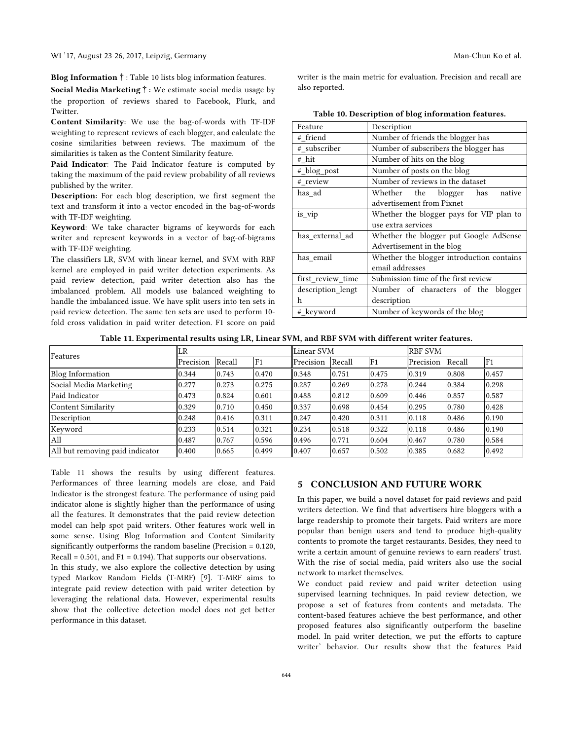**Blog Information** † : Table 10 lists blog information features.

**Social Media Marketing** † : We estimate social media usage by the proportion of reviews shared to Facebook, Plurk, and Twitter.

**Content Similarity**: We use the bag-of-words with TF-IDF weighting to represent reviews of each blogger, and calculate the cosine similarities between reviews. The maximum of the similarities is taken as the Content Similarity feature.

**Paid Indicator**: The Paid Indicator feature is computed by taking the maximum of the paid review probability of all reviews published by the writer.

**Description**: For each blog description, we first segment the text and transform it into a vector encoded in the bag-of-words with TF-IDF weighting.

**Keyword**: We take character bigrams of keywords for each writer and represent keywords in a vector of bag-of-bigrams with TF-IDF weighting.

The classifiers LR, SVM with linear kernel, and SVM with RBF kernel are employed in paid writer detection experiments. As paid review detection, paid writer detection also has the imbalanced problem. All models use balanced weighting to handle the imbalanced issue. We have split users into ten sets in paid review detection. The same ten sets are used to perform 10-fold cross validation in paid writer detection. F1 score on paid writer is the main metric for evaluation. Precision and recall are also reported.

**Table 10. Description of blog information features.**

| Feature | Description |
|---|---|
| #_friend | Number of friends the blogger has |
| #_subscriber | Number of subscribers the blogger has |
| #_hit | Number of hits on the blog |
| #_blog_post | Number of posts on the blog |
| #_review | Number of reviews in the dataset |
| has_ad | Whether the blogger has native advertisement from Pixnet |
| is_vip | Whether the blogger pays for VIP plan to use extra services |
| has_external_ad | Whether the blogger put Google AdSense Advertisement in the blog |
| has_email | Whether the blogger introduction contains email addresses |
| first_review_time | Submission time of the first review |
| description_length | Number of characters of the blogger description |
| #_keyword | Number of keywords of the blog |

**Table 11. Experimental results using LR, Linear SVM, and RBF SVM with different writer features.**

| Features | LR | | | Linear SVM | | | RBF SVM | | |
|---|---|---|---|---|---|---|---|---|---|
| | Precision | Recall | F1 | Precision | Recall | F1 | Precision | Recall | F1 |
| Blog Information | 0.344 | 0.743 | 0.470 | 0.348 | 0.751 | 0.475 | 0.319 | 0.808 | 0.457 |
| Social Media Marketing | 0.277 | 0.273 | 0.275 | 0.287 | 0.269 | 0.278 | 0.244 | 0.384 | 0.298 |
| Paid Indicator | 0.473 | 0.824 | 0.601 | 0.488 | 0.812 | 0.609 | 0.446 | 0.857 | 0.587 |
| Content Similarity | 0.329 | 0.710 | 0.450 | 0.337 | 0.698 | 0.454 | 0.295 | 0.780 | 0.428 |
| Description | 0.248 | 0.416 | 0.311 | 0.247 | 0.420 | 0.311 | 0.118 | 0.486 | 0.190 |
| Keyword | 0.233 | 0.514 | 0.321 | 0.234 | 0.518 | 0.322 | 0.118 | 0.486 | 0.190 |
| All | 0.487 | 0.767 | 0.596 | 0.496 | 0.771 | 0.604 | 0.467 | 0.780 | 0.584 |
| All but removing paid indicator | 0.400 | 0.665 | 0.499 | 0.407 | 0.657 | 0.502 | 0.385 | 0.682 | 0.492 |

Table 11 shows the results by using different features. Performances of three learning models are close, and Paid Indicator is the strongest feature. The performance of using paid indicator alone is slightly higher than the performance of using all the features. It demonstrates that the paid review detection model can help spot paid writers. Other features work well in some sense. Using Blog Information and Content Similarity significantly outperforms the random baseline (Precision = 0.120, Recall = 0.501, and F1 = 0.194). That supports our observations.

In this study, we also explore the collective detection by using typed Markov Random Fields (T-MRF) [9]. T-MRF aims to integrate paid review detection with paid writer detection by leveraging the relational data. However, experimental results show that the collective detection model does not get better performance in this dataset.

## 5 CONCLUSION AND FUTURE WORK

In this paper, we build a novel dataset for paid reviews and paid writers detection. We find that advertisers hire bloggers with a large readership to promote their targets. Paid writers are more popular than benign users and tend to produce high-quality contents to promote the target restaurants. Besides, they need to write a certain amount of genuine reviews to earn readers' trust. With the rise of social media, paid writers also use the social network to market themselves.

We conduct paid review and paid writer detection using supervised learning techniques. In paid review detection, we propose a set of features from contents and metadata. The content-based features achieve the best performance, and other proposed features also significantly outperform the baseline model. In paid writer detection, we put the efforts to capture writer' behavior. Our results show that the features Paid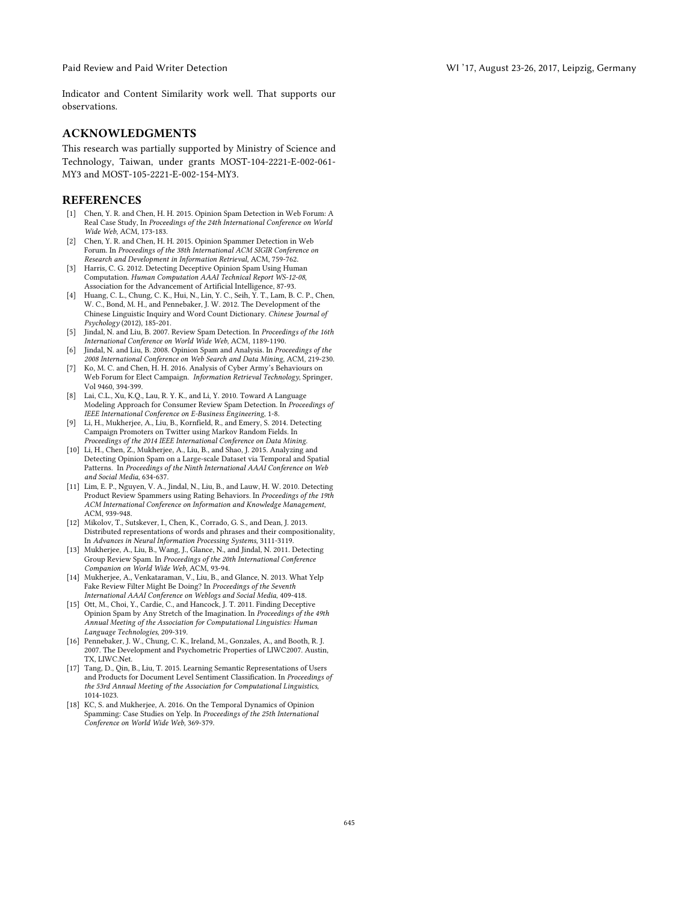Indicator and Content Similarity work well. That supports our observations.

## ACKNOWLEDGMENTS

This research was partially supported by Ministry of Science and Technology, Taiwan, under grants MOST-104-2221-E-002-061-MY3 and MOST-105-2221-E-002-154-MY3.

## REFERENCES

[1] Chen, Y. R. and Chen, H. H. 2015. Opinion Spam Detection in Web Forum: A Real Case Study, In *Proceedings of the 24th International Conference on World Wide Web*, ACM, 173-183.

[2] Chen, Y. R. and Chen, H. H. 2015. Opinion Spammer Detection in Web Forum. In *Proceedings of the 38th International ACM SIGIR Conference on Research and Development in Information Retrieval*, ACM, 759-762.

[3] Harris, C. G. 2012. Detecting Deceptive Opinion Spam Using Human Computation. *Human Computation AAAI Technical Report WS-12-08*, Association for the Advancement of Artificial Intelligence, 87-93.

[4] Huang, C. L., Chung, C. K., Hui, N., Lin, Y. C., Seih, Y. T., Lam, B. C. P., Chen, W. C., Bond, M. H., and Pennebaker, J. W. 2012. The Development of the Chinese Linguistic Inquiry and Word Count Dictionary. *Chinese Journal of Psychology* (2012), 185-201.

[5] Jindal, N. and Liu, B. 2007. Review Spam Detection. In *Proceedings of the 16th International Conference on World Wide Web*, ACM, 1189-1190.

[6] Jindal, N. and Liu, B. 2008. Opinion Spam and Analysis. In *Proceedings of the 2008 International Conference on Web Search and Data Mining*, ACM, 219-230.

[7] Ko, M. C. and Chen, H. H. 2016. Analysis of Cyber Army's Behaviours on Web Forum for Elect Campaign. *Information Retrieval Technology*, Springer, Vol 9460, 394-399.

[8] Lai, C.L., Xu, K.Q., Lau, R. Y. K., and Li, Y. 2010. Toward A Language Modeling Approach for Consumer Review Spam Detection. In *Proceedings of IEEE International Conference on E-Business Engineering*, 1-8.

[9] Li, H., Mukherjee, A., Liu, B., Kornfield, R., and Emery, S. 2014. Detecting Campaign Promoters on Twitter using Markov Random Fields. In *Proceedings of the 2014 IEEE International Conference on Data Mining.*

[10] Li, H., Chen, Z., Mukherjee, A., Liu, B., and Shao, J. 2015. Analyzing and Detecting Opinion Spam on a Large-scale Dataset via Temporal and Spatial Patterns. In *Proceedings of the Ninth International AAAI Conference on Web and Social Media*, 634-637.

[11] Lim, E. P., Nguyen, V. A., Jindal, N., Liu, B., and Lauw, H. W. 2010. Detecting Product Review Spammers using Rating Behaviors. In *Proceedings of the 19th ACM International Conference on Information and Knowledge Management*, ACM, 939-948.

[12] Mikolov, T., Sutskever, I., Chen, K., Corrado, G. S., and Dean, J. 2013. Distributed representations of words and phrases and their compositionality, In *Advances in Neural Information Processing Systems*, 3111-3119.

[13] Mukherjee, A., Liu, B., Wang, J., Glance, N., and Jindal, N. 2011. Detecting Group Review Spam. In *Proceedings of the 20th International Conference Companion on World Wide Web*, ACM, 93-94.

[14] Mukherjee, A., Venkataraman, V., Liu, B., and Glance, N. 2013. What Yelp Fake Review Filter Might Be Doing? In *Proceedings of the Seventh International AAAI Conference on Weblogs and Social Media*, 409-418.

[15] Ott, M., Choi, Y., Cardie, C., and Hancock, J. T. 2011. Finding Deceptive Opinion Spam by Any Stretch of the Imagination. In *Proceedings of the 49th Annual Meeting of the Association for Computational Linguistics: Human Language Technologies*, 209-319.

[16] Pennebaker, J. W., Chung, C. K., Ireland, M., Gonzales, A., and Booth, R. J. 2007. The Development and Psychometric Properties of LIWC2007. Austin, TX, LIWC.Net.

[17] Tang, D., Qin, B., Liu, T. 2015. Learning Semantic Representations of Users and Products for Document Level Sentiment Classification. In *Proceedings of the 53rd Annual Meeting of the Association for Computational Linguistics*, 1014-1023.

[18] KC, S. and Mukherjee, A. 2016. On the Temporal Dynamics of Opinion Spamming: Case Studies on Yelp. In *Proceedings of the 25th International Conference on World Wide Web*, 369-379.